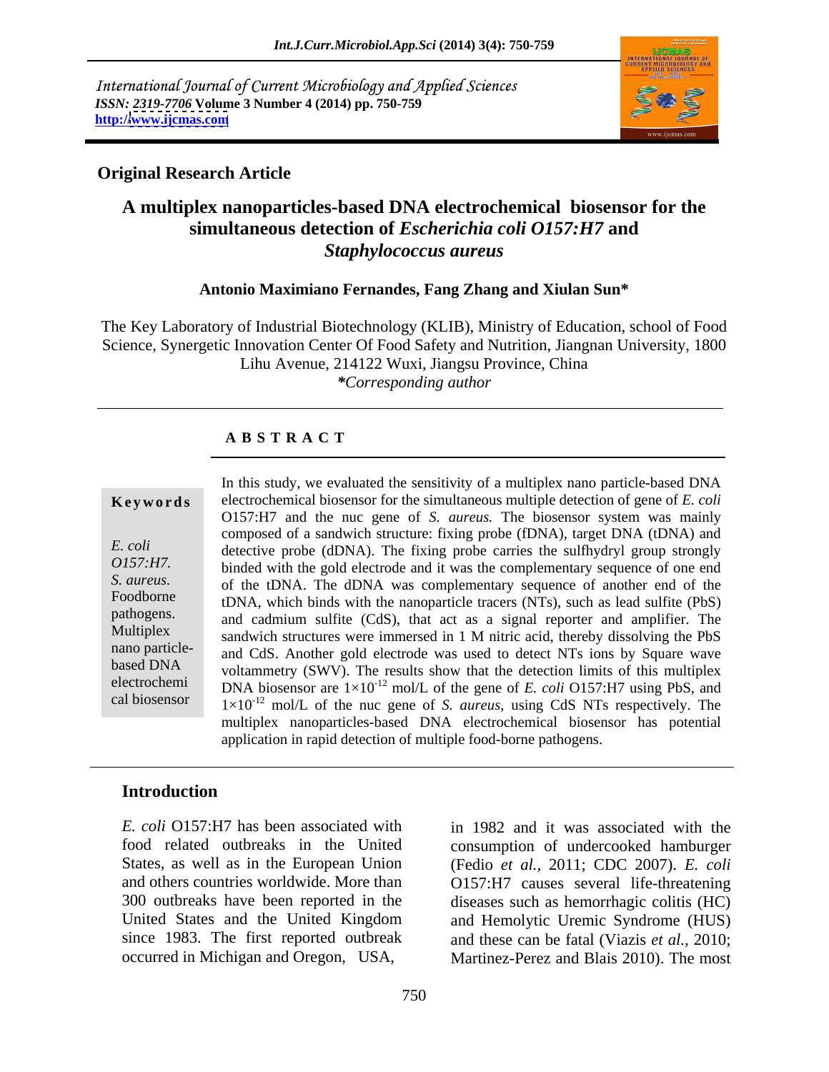International Journal of Current Microbiology and Applied Sciences
*ISSN: 2319-7706* **Volume 3 Number 4 (2014) pp. 750-759**
**http://www.ijcmas.com**

**Original Research Article**

# A multiplex nanoparticles-based DNA electrochemical biosensor for the simultaneous detection of *Escherichia coli O157:H7* and *Staphylococcus aureus*

**Antonio Maximiano Fernandes, Fang Zhang and Xiulan Sun***

The Key Laboratory of Industrial Biotechnology (KLIB), Ministry of Education, school of Food Science, Synergetic Innovation Center Of Food Safety and Nutrition, Jiangnan University, 1800 Lihu Avenue, 214122 Wuxi, Jiangsu Province, China
***Corresponding author***

## ABSTRACT

**Keywords**

*E. coli O157:H7. S. aureus.* Foodborne pathogens. Multiplex nano particle-based DNA electrochemical biosensor

In this study, we evaluated the sensitivity of a multiplex nano particle-based DNA electrochemical biosensor for the simultaneous multiple detection of gene of *E. coli* O157:H7 and the nuc gene of *S. aureus.* The biosensor system was mainly composed of a sandwich structure: fixing probe (fDNA), target DNA (tDNA) and detective probe (dDNA). The fixing probe carries the sulfhydryl group strongly binded with the gold electrode and it was the complementary sequence of one end of the tDNA. The dDNA was complementary sequence of another end of the tDNA, which binds with the nanoparticle tracers (NTs), such as lead sulfite (PbS) and cadmium sulfite (CdS), that act as a signal reporter and amplifier. The sandwich structures were immersed in 1 M nitric acid, thereby dissolving the PbS and CdS. Another gold electrode was used to detect NTs ions by Square wave voltammetry (SWV). The results show that the detection limits of this multiplex DNA biosensor are $1\times10^{-12}$ mol/L of the gene of *E. coli* O157:H7 using PbS, and $1\times10^{-12}$ mol/L of the nuc gene of *S. aureus*, using CdS NTs respectively. The multiplex nanoparticles-based DNA electrochemical biosensor has potential application in rapid detection of multiple food-borne pathogens.

## Introduction

*E. coli* O157:H7 has been associated with food related outbreaks in the United States, as well as in the European Union and others countries worldwide. More than 300 outbreaks have been reported in the United States and the United Kingdom since 1983. The first reported outbreak occurred in Michigan and Oregon, USA, in 1982 and it was associated with the consumption of undercooked hamburger (Fedio *et al.,* 2011; CDC 2007). *E. coli* O157:H7 causes several life-threatening diseases such as hemorrhagic colitis (HC) and Hemolytic Uremic Syndrome (HUS) and these can be fatal (Viazis *et al.*, 2010; Martinez-Perez and Blais 2010). The most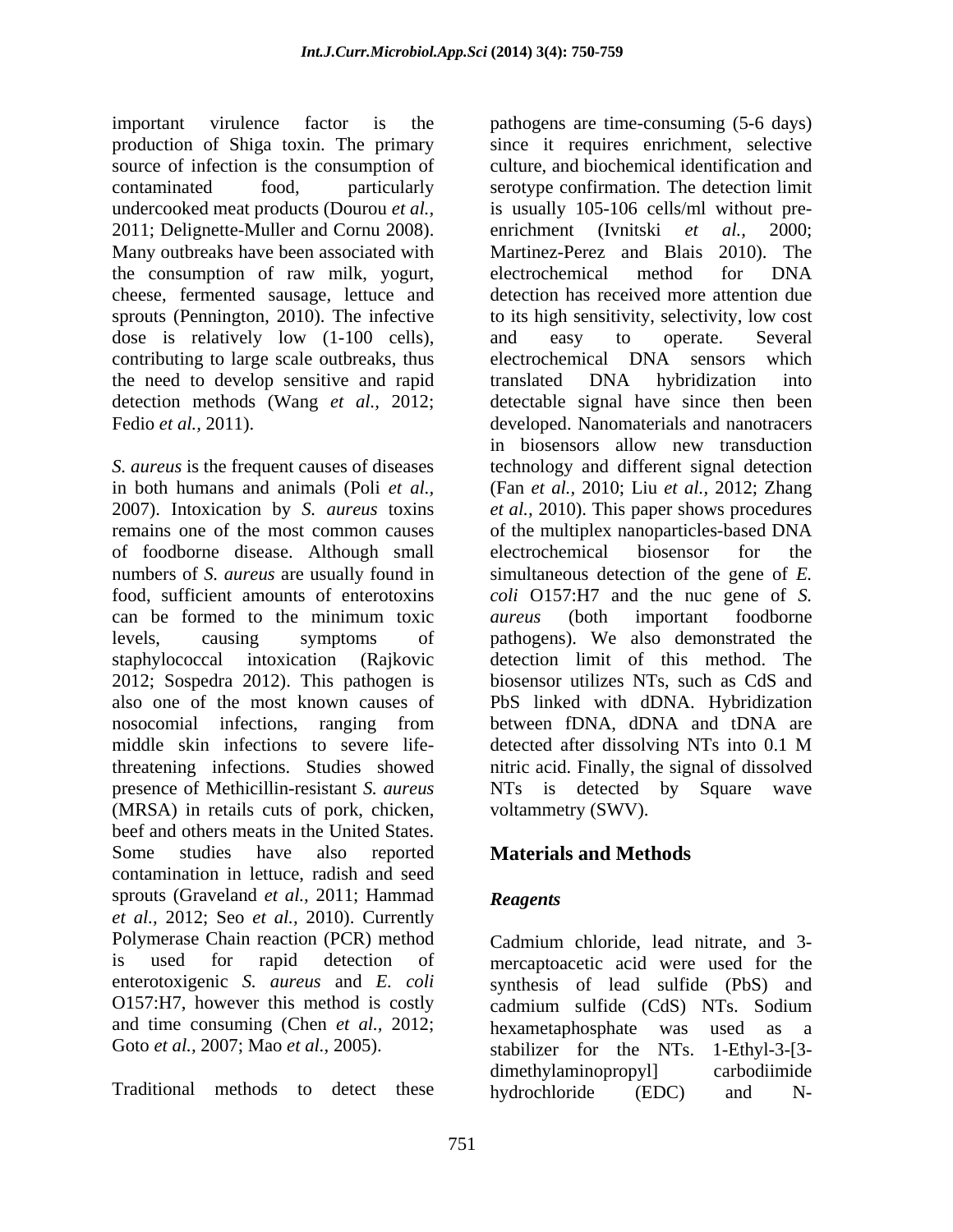important virulence factor is the production of Shiga toxin. The primary source of infection is the consumption of contaminated food, particularly undercooked meat products (Dourou *et al.*, 2011; Delignette-Muller and Cornu 2008). Many outbreaks have been associated with the consumption of raw milk, yogurt, cheese, fermented sausage, lettuce and sprouts (Pennington, 2010). The infective dose is relatively low (1-100 cells), contributing to large scale outbreaks, thus the need to develop sensitive and rapid detection methods (Wang *et al.,* 2012; Fedio *et al.,* 2011).

*S. aureus* is the frequent causes of diseases in both humans and animals (Poli *et al.,* 2007). Intoxication by *S. aureus* toxins remains one of the most common causes of foodborne disease. Although small numbers of *S. aureus* are usually found in food, sufficient amounts of enterotoxins can be formed to the minimum toxic levels, causing symptoms of staphylococcal intoxication (Rajkovic 2012; Sospedra 2012). This pathogen is also one of the most known causes of nosocomial infections, ranging from middle skin infections to severe life-threatening infections. Studies showed presence of Methicillin-resistant *S. aureus* (MRSA) in retails cuts of pork, chicken, beef and others meats in the United States. Some studies have also reported contamination in lettuce, radish and seed sprouts (Graveland *et al.,* 2011; Hammad *et al.,* 2012; Seo *et al.,* 2010). Currently Polymerase Chain reaction (PCR) method is used for rapid detection of enterotoxigenic *S. aureus* and *E. coli* O157:H7, however this method is costly and time consuming (Chen *et al.*, 2012; Goto *et al.,* 2007; Mao *et al.,* 2005).

Traditional methods to detect these pathogens are time-consuming (5-6 days) since it requires enrichment, selective culture, and biochemical identification and serotype confirmation. The detection limit is usually 105-106 cells/ml without pre-enrichment (Ivnitski *et al.,* 2000; Martinez-Perez and Blais 2010). The electrochemical method for DNA detection has received more attention due to its high sensitivity, selectivity, low cost and easy to operate. Several electrochemical DNA sensors which translated DNA hybridization into detectable signal have since then been developed. Nanomaterials and nanotracers in biosensors allow new transduction technology and different signal detection (Fan *et al.,* 2010; Liu *et al.,* 2012; Zhang *et al.,* 2010). This paper shows procedures of the multiplex nanoparticles-based DNA electrochemical biosensor for the simultaneous detection of the gene of *E. coli* O157:H7 and the nuc gene of *S. aureus* (both important foodborne pathogens). We also demonstrated the detection limit of this method. The biosensor utilizes NTs, such as CdS and PbS linked with dDNA. Hybridization between fDNA, dDNA and tDNA are detected after dissolving NTs into 0.1 M nitric acid. Finally, the signal of dissolved NTs is detected by Square wave voltammetry (SWV).

## Materials and Methods

### *Reagents*

Cadmium chloride, lead nitrate, and 3-mercaptoacetic acid were used for the synthesis of lead sulfide (PbS) and cadmium sulfide (CdS) NTs. Sodium hexametaphosphate was used as a stabilizer for the NTs. 1-Ethyl-3-[3-dimethylaminopropyl] carbodiimide hydrochloride (EDC) and N-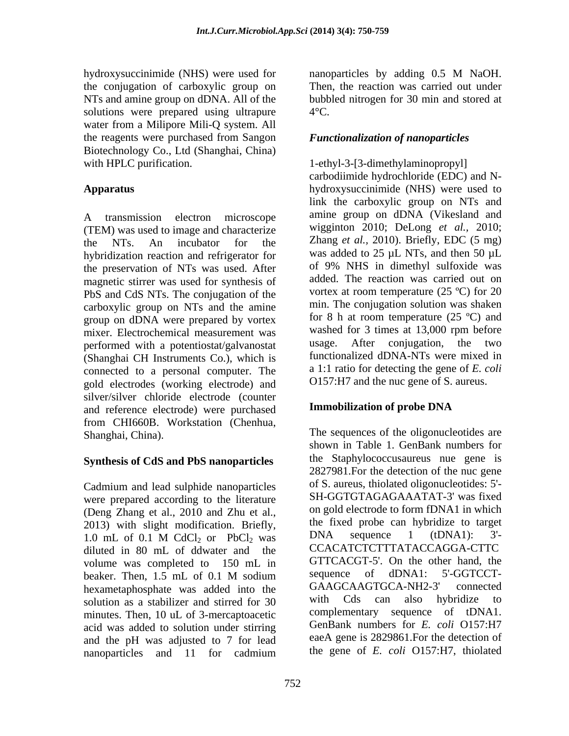hydroxysuccinimide (NHS) were used for the conjugation of carboxylic group on NTs and amine group on dDNA. All of the solutions were prepared using ultrapure water from a Milipore Mili-Q system. All the reagents were purchased from Sangon Biotechnology Co., Ltd (Shanghai, China) with HPLC purification.

## Apparatus

A transmission electron microscope (TEM) was used to image and characterize the NTs. An incubator for the hybridization reaction and refrigerator for the preservation of NTs was used. After magnetic stirrer was used for synthesis of PbS and CdS NTs. The conjugation of the carboxylic group on NTs and the amine group on dDNA were prepared by vortex mixer. Electrochemical measurement was performed with a potentiostat/galvanostat (Shanghai CH Instruments Co.), which is connected to a personal computer. The gold electrodes (working electrode) and silver/silver chloride electrode (counter and reference electrode) were purchased from CHI660B. Workstation (Chenhua, Shanghai, China).

## Synthesis of CdS and PbS nanoparticles

Cadmium and lead sulphide nanoparticles were prepared according to the literature (Deng Zhang et al., 2010 and Zhu et al., 2013) with slight modification. Briefly, 1.0 mL of 0.1 M $CdCl_2$ or $PbCl_2$ was diluted in 80 mL of ddwater and the volume was completed to 150 mL in beaker. Then, 1.5 mL of 0.1 M sodium hexametaphosphate was added into the solution as a stabilizer and stirred for 30 minutes. Then, 10 uL of 3-mercaptoacetic acid was added to solution under stirring and the pH was adjusted to 7 for lead nanoparticles and 11 for cadmium nanoparticles by adding 0.5 M NaOH. Then, the reaction was carried out under bubbled nitrogen for 30 min and stored at 4°C.

### *Functionalization of nanoparticles*

1-ethyl-3-[3-dimethylaminopropyl] carbodiimide hydrochloride (EDC) and N-hydroxysuccinimide (NHS) were used to link the carboxylic group on NTs and amine group on dDNA (Vikesland and wigginton 2010; DeLong *et al.,* 2010; Zhang *et al.,* 2010). Briefly, EDC (5 mg) was added to 25 µL NTs, and then 50 µL of 9% NHS in dimethyl sulfoxide was added. The reaction was carried out on vortex at room temperature (25 ºC) for 20 min. The conjugation solution was shaken for 8 h at room temperature (25 ºC) and washed for 3 times at 13,000 rpm before usage. After conjugation, the two functionalized dDNA-NTs were mixed in a 1:1 ratio for detecting the gene of *E. coli* O157:H7 and the nuc gene of S. aureus.

## Immobilization of probe DNA

The sequences of the oligonucleotides are shown in Table 1. GenBank numbers for the Staphylococcusaureus nue gene is 2827981.For the detection of the nuc gene of S. aureus, thiolated oligonucleotides: 5'-SH-GGTGTAGAGAAATAT-3' was fixed on gold electrode to form fDNA1 in which the fixed probe can hybridize to target DNA sequence 1 (tDNA1): 3'-CCACATCTCTTTATACCAGGA-CTTC GTTCACGT-5'. On the other hand, the sequence of dDNA1: 5'-GGTCCT-GAAGCAAGTGCA-NH2-3' connected with Cds can also hybridize to complementary sequence of tDNA1. GenBank numbers for *E. coli* O157:H7 eaeA gene is 2829861.For the detection of the gene of *E. coli* O157:H7, thiolated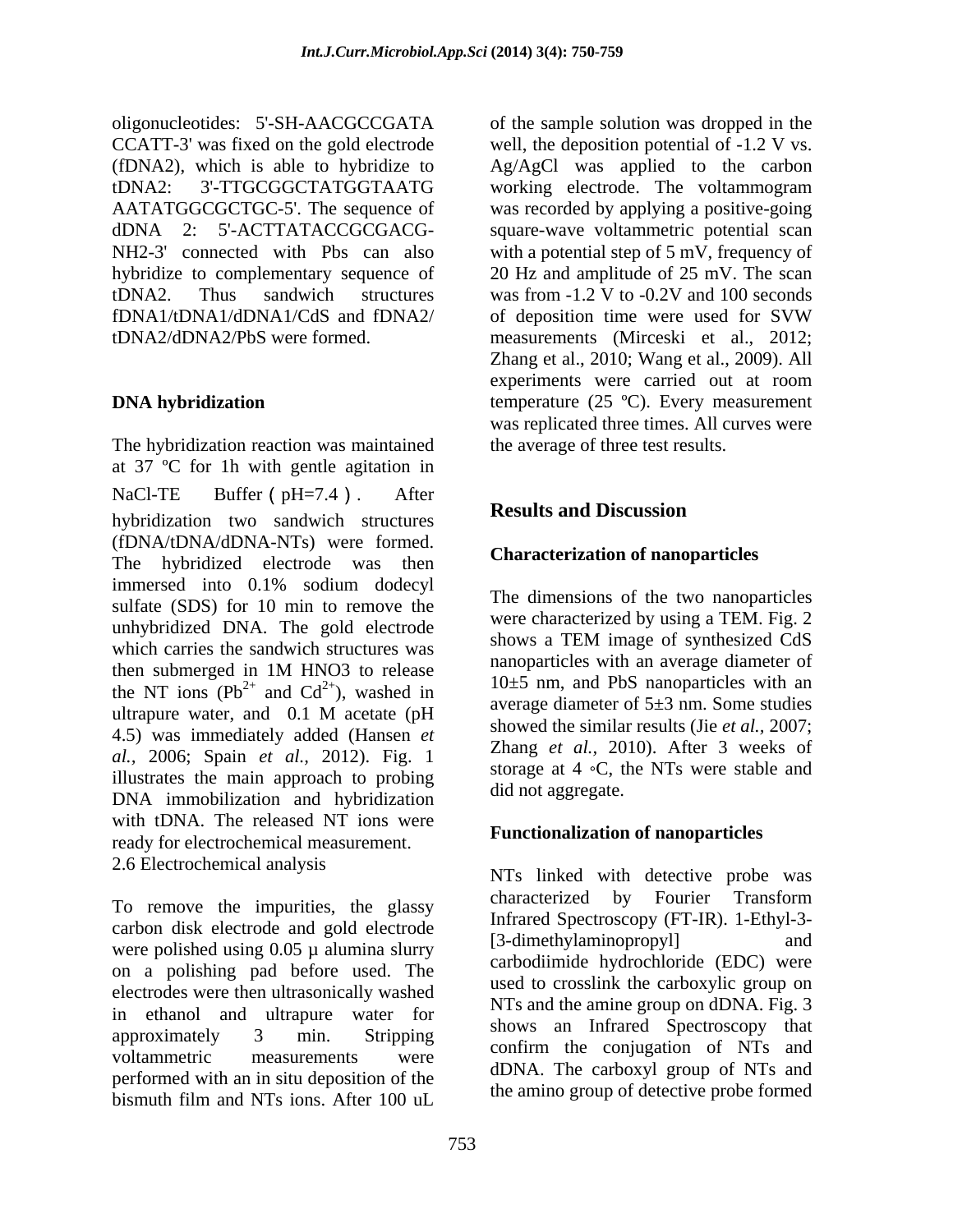oligonucleotides: 5'-SH-AACGCCGATA CCATT-3' was fixed on the gold electrode (fDNA2), which is able to hybridize to tDNA2: 3'-TTGCGGCTATGGTAATG AATATGGCGCTGC-5'. The sequence of dDNA 2: 5'-ACTTATACCGCGACG-NH2-3' connected with Pbs can also hybridize to complementary sequence of tDNA2. Thus sandwich structures fDNA1/tDNA1/dDNA1/CdS and fDNA2/ tDNA2/dDNA2/PbS were formed.

**DNA hybridization**

The hybridization reaction was maintained at 37 ºC for 1h with gentle agitation in NaCl-TE Buffer（pH=7.4）. After hybridization two sandwich structures (fDNA/tDNA/dDNA-NTs) were formed. The hybridized electrode was then immersed into 0.1% sodium dodecyl sulfate (SDS) for 10 min to remove the unhybridized DNA. The gold electrode which carries the sandwich structures was then submerged in 1M $HNO_3$ to release the NT ions ($Pb^{2+}$ and $Cd^{2+}$), washed in ultrapure water, and 0.1 M acetate (pH 4.5) was immediately added (Hansen *et al.,* 2006; Spain *et al.,* 2012). Fig. 1 illustrates the main approach to probing DNA immobilization and hybridization with tDNA. The released NT ions were ready for electrochemical measurement.

2.6 Electrochemical analysis

To remove the impurities, the glassy carbon disk electrode and gold electrode were polished using 0.05 µ alumina slurry on a polishing pad before used. The electrodes were then ultrasonically washed in ethanol and ultrapure water for approximately 3 min. Stripping voltammetric measurements were performed with an in situ deposition of the bismuth film and NTs ions. After 100 uL of the sample solution was dropped in the well, the deposition potential of -1.2 V vs. Ag/AgCl was applied to the carbon working electrode. The voltammogram was recorded by applying a positive-going square-wave voltammetric potential scan with a potential step of 5 mV, frequency of 20 Hz and amplitude of 25 mV. The scan was from -1.2 V to -0.2V and 100 seconds of deposition time were used for SVW measurements (Mirceski et al., 2012; Zhang et al., 2010; Wang et al., 2009). All experiments were carried out at room temperature (25 ºC). Every measurement was replicated three times. All curves were the average of three test results.

## Results and Discussion

### Characterization of nanoparticles

The dimensions of the two nanoparticles were characterized by using a TEM. Fig. 2 shows a TEM image of synthesized CdS nanoparticles with an average diameter of 10±5 nm, and PbS nanoparticles with an average diameter of 5±3 nm. Some studies showed the similar results (Jie *et al.,* 2007; Zhang *et al.,* 2010). After 3 weeks of storage at 4 ◦C, the NTs were stable and did not aggregate.

### Functionalization of nanoparticles

NTs linked with detective probe was characterized by Fourier Transform Infrared Spectroscopy (FT-IR). 1-Ethyl-3-[3-dimethylaminopropyl] and carbodiimide hydrochloride (EDC) were used to crosslink the carboxylic group on NTs and the amine group on dDNA. Fig. 3 shows an Infrared Spectroscopy that confirm the conjugation of NTs and dDNA. The carboxyl group of NTs and the amino group of detective probe formed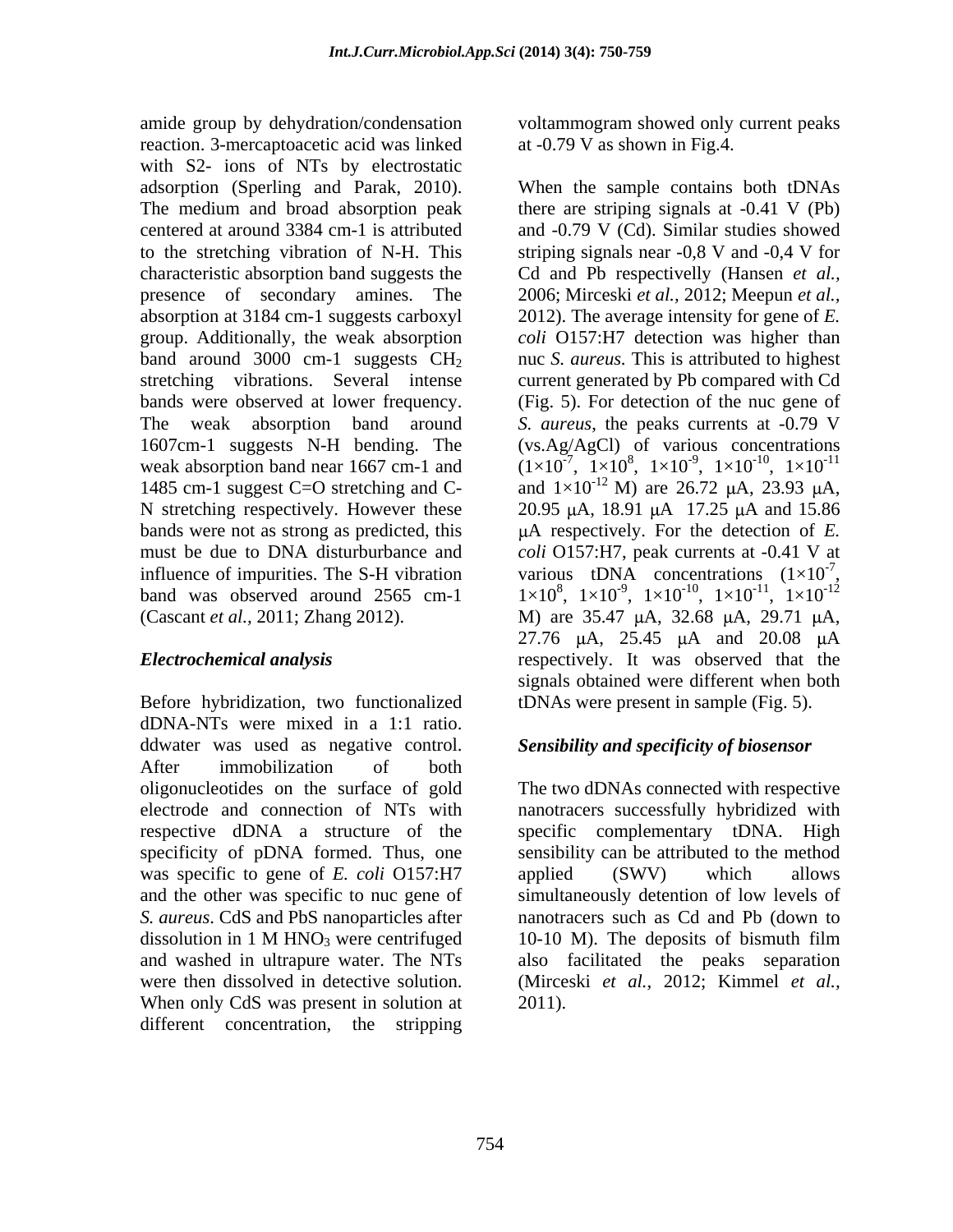amide group by dehydration/condensation reaction. 3-mercaptoacetic acid was linked with S2- ions of NTs by electrostatic adsorption (Sperling and Parak, 2010). The medium and broad absorption peak centered at around 3384 cm-1 is attributed to the stretching vibration of N-H. This characteristic absorption band suggests the presence of secondary amines. The absorption at 3184 cm-1 suggests carboxyl group. Additionally, the weak absorption band around 3000 cm-1 suggests $CH_2$ stretching vibrations. Several intense bands were observed at lower frequency. The weak absorption band around 1607cm-1 suggests N-H bending. The weak absorption band near 1667 cm-1 and 1485 cm-1 suggest C=O stretching and C-N stretching respectively. However these bands were not as strong as predicted, this must be due to DNA disturburbance and influence of impurities. The S-H vibration band was observed around 2565 cm-1 (Cascant *et al.,* 2011; Zhang 2012).

### *Electrochemical analysis*

Before hybridization, two functionalized dDNA-NTs were mixed in a 1:1 ratio. ddwater was used as negative control. After immobilization of both oligonucleotides on the surface of gold electrode and connection of NTs with respective dDNA a structure of the specificity of pDNA formed. Thus, one was specific to gene of *E. coli* O157:H7 and the other was specific to nuc gene of *S. aureus*. CdS and PbS nanoparticles after dissolution in 1 M $HNO_3$ were centrifuged and washed in ultrapure water. The NTs were then dissolved in detective solution. When only CdS was present in solution at different concentration, the stripping voltammogram showed only current peaks at -0.79 V as shown in Fig.4.

When the sample contains both tDNAs there are striping signals at -0.41 V (Pb) and -0.79 V (Cd). Similar studies showed striping signals near -0,8 V and -0,4 V for Cd and Pb respectivelly (Hansen *et al.,* 2006; Mirceski *et al.,* 2012; Meepun *et al.,* 2012). The average intensity for gene of *E. coli* O157:H7 detection was higher than nuc *S. aureus.* This is attributed to highest current generated by Pb compared with Cd (Fig. 5). For detection of the nuc gene of *S. aureus*, the peaks currents at -0.79 V (vs.Ag/AgCl) of various concentrations ($1\times10^{-7}$, $1\times10^{8}$, $1\times10^{-9}$, $1\times10^{-10}$, $1\times10^{-11}$ and $1\times10^{-12}$ M) are 26.72 μA, 23.93 μA, 20.95 μA, 18.91 μA 17.25 μA and 15.86 μA respectively. For the detection of *E. coli* O157:H7, peak currents at -0.41 V at various tDNA concentrations ($1\times10^{-7}$, $1\times10^{8}$, $1\times10^{-9}$, $1\times10^{-10}$, $1\times10^{-11}$, $1\times10^{-12}$ M) are 35.47 μA, 32.68 μA, 29.71 μA, 27.76 μA, 25.45 μA and 20.08 μA respectively. It was observed that the signals obtained were different when both tDNAs were present in sample (Fig. 5).

### *Sensibility and specificity of biosensor*

The two dDNAs connected with respective nanotracers successfully hybridized with specific complementary tDNA. High sensibility can be attributed to the method applied (SWV) which allows simultaneously detention of low levels of nanotracers such as Cd and Pb (down to 10-10 M). The deposits of bismuth film also facilitated the peaks separation (Mirceski *et al.,* 2012; Kimmel *et al.,* 2011).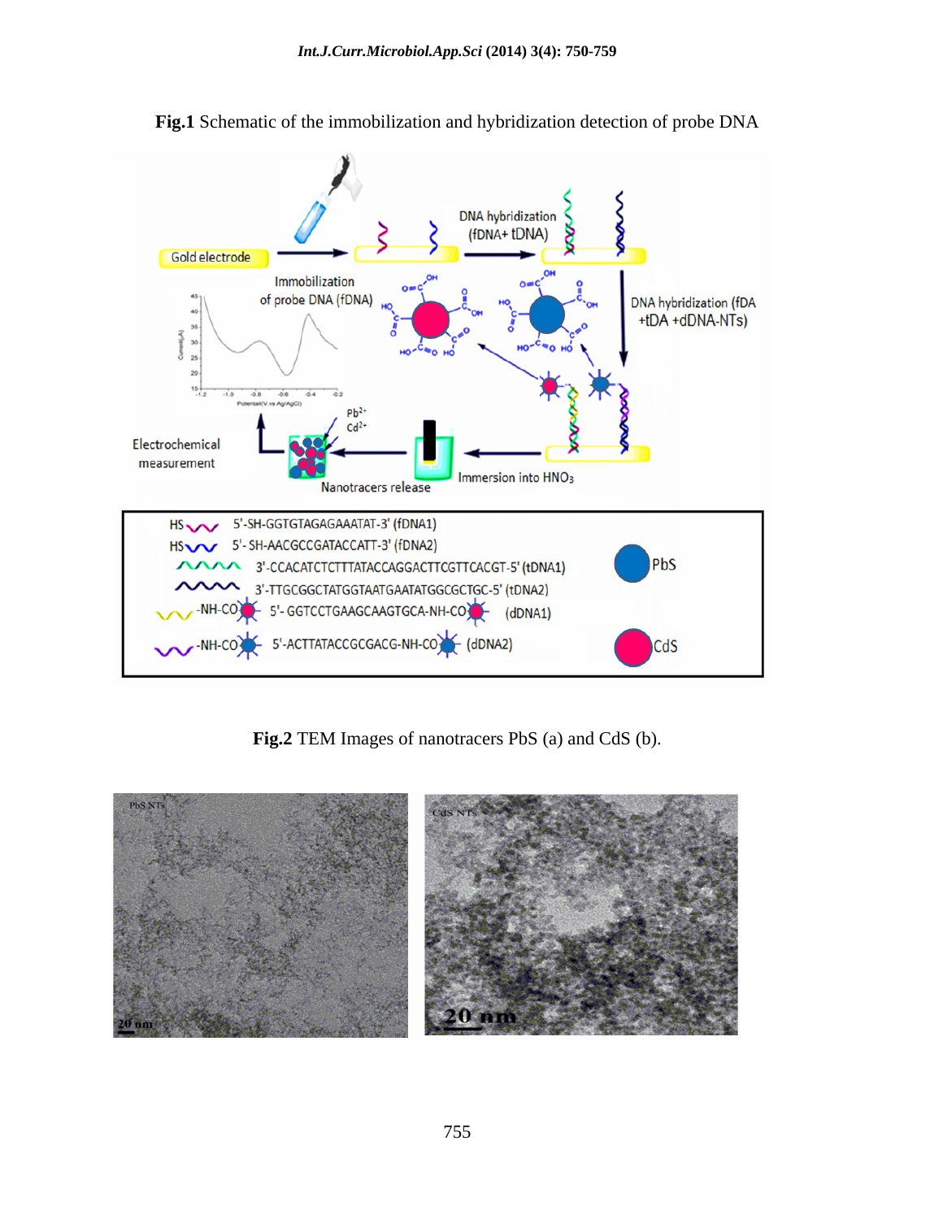**Fig.1** Schematic of the immobilization and hybridization detection of probe DNA

**Fig.2** TEM Images of nanotracers PbS (a) and CdS (b).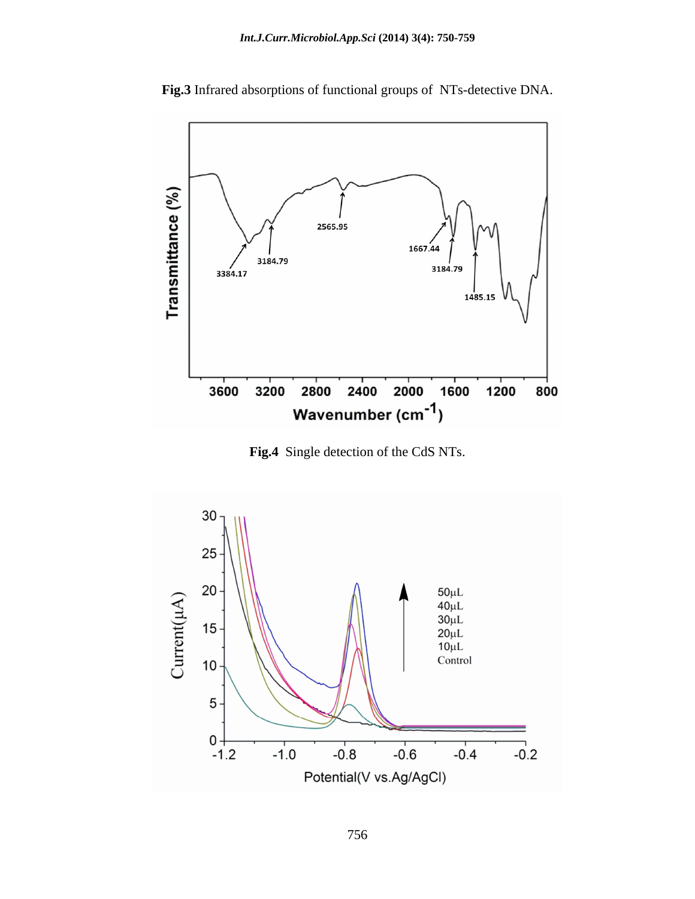**Fig.3** Infrared absorptions of functional groups of NTs-detective DNA.

**Fig.4** Single detection of the CdS NTs.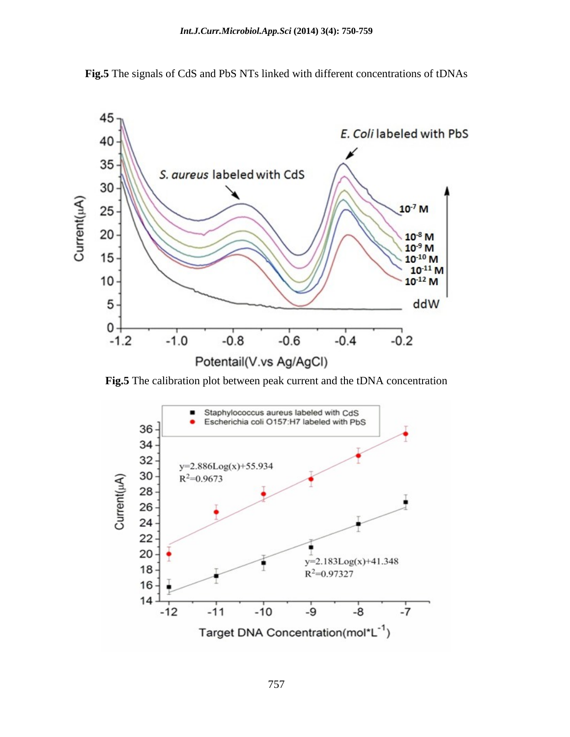**Fig.5** The signals of CdS and PbS NTs linked with different concentrations of tDNAs

**Fig.5** The calibration plot between peak current and the tDNA concentration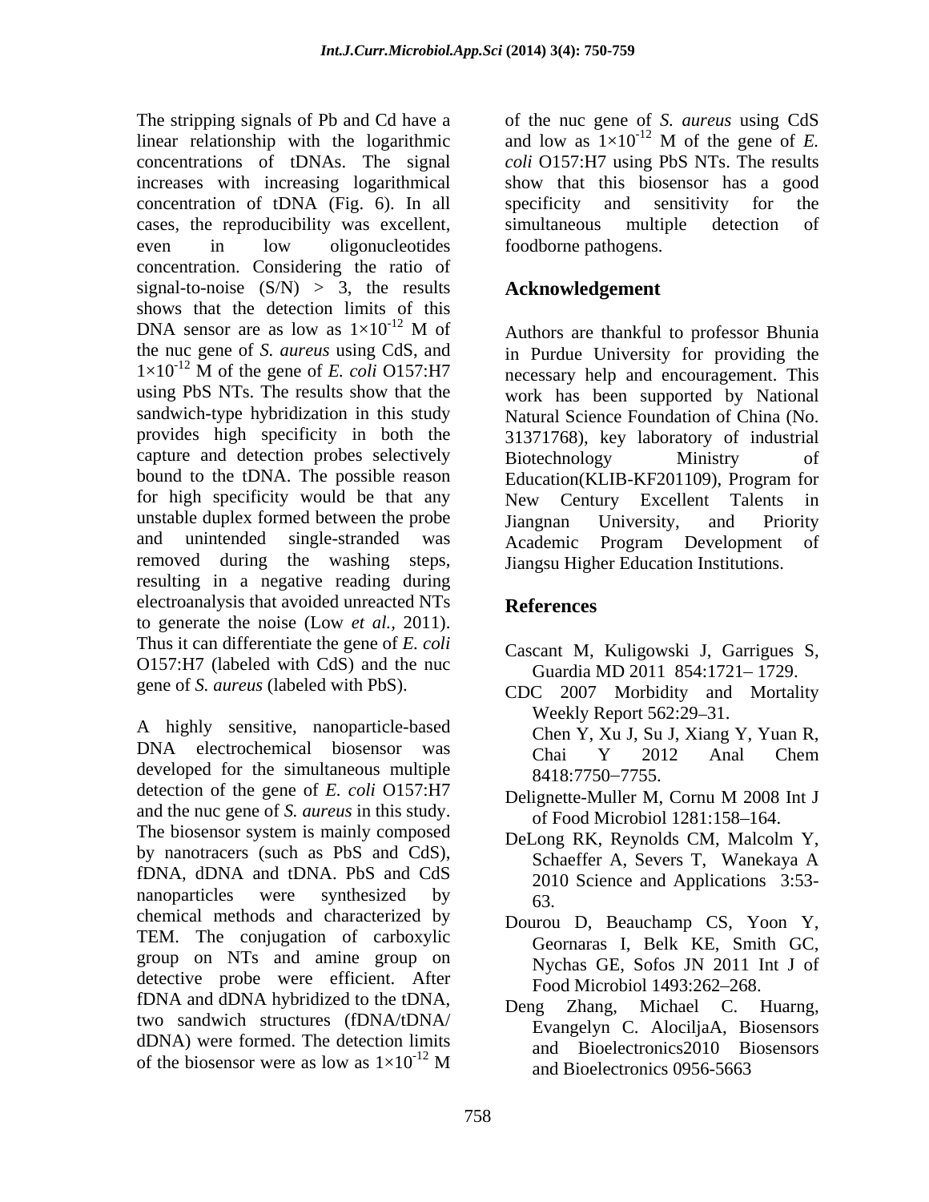The stripping signals of Pb and Cd have a linear relationship with the logarithmic concentrations of tDNAs. The signal increases with increasing logarithmical concentration of tDNA (Fig. 6). In all cases, the reproducibility was excellent, even in low oligonucleotides concentration. Considering the ratio of signal-to-noise (S/N) > 3, the results shows that the detection limits of this DNA sensor are as low as $1\times10^{-12}$ M of the nuc gene of *S. aureus* using CdS, and $1\times10^{-12}$ M of the gene of *E. coli* O157:H7 using PbS NTs. The results show that the sandwich-type hybridization in this study provides high specificity in both the capture and detection probes selectively bound to the tDNA. The possible reason for high specificity would be that any unstable duplex formed between the probe and unintended single-stranded was removed during the washing steps, resulting in a negative reading during electroanalysis that avoided unreacted NTs to generate the noise (Low *et al.,* 2011). Thus it can differentiate the gene of *E. coli* O157:H7 (labeled with CdS) and the nuc gene of *S. aureus* (labeled with PbS).

A highly sensitive, nanoparticle-based DNA electrochemical biosensor was developed for the simultaneous multiple detection of the gene of *E. coli* O157:H7 and the nuc gene of *S. aureus* in this study. The biosensor system is mainly composed by nanotracers (such as PbS and CdS), fDNA, dDNA and tDNA. PbS and CdS nanoparticles were synthesized by chemical methods and characterized by TEM. The conjugation of carboxylic group on NTs and amine group on detective probe were efficient. After fDNA and dDNA hybridized to the tDNA, two sandwich structures (fDNA/tDNA/ dDNA) were formed. The detection limits of the biosensor were as low as $1\times10^{-12}$ M of the nuc gene of *S. aureus* using CdS and low as $1\times10^{-12}$ M of the gene of *E. coli* O157:H7 using PbS NTs. The results show that this biosensor has a good specificity and sensitivity for the simultaneous multiple detection of foodborne pathogens.

## Acknowledgement

Authors are thankful to professor Bhunia in Purdue University for providing the necessary help and encouragement. This work has been supported by National Natural Science Foundation of China (No. 31371768), key laboratory of industrial Biotechnology Ministry of Education(KLIB-KF201109), Program for New Century Excellent Talents in Jiangnan University, and Priority Academic Program Development of Jiangsu Higher Education Institutions.

## References

Cascant M, Kuligowski J, Garrigues S, Guardia MD 2011 854:1721– 1729.

CDC 2007 Morbidity and Mortality Weekly Report 562:29–31.

Chen Y, Xu J, Su J, Xiang Y, Yuan R, Chai Y 2012 Anal Chem 8418:7750–7755.

Delignette-Muller M, Cornu M 2008 Int J of Food Microbiol 1281:158–164.

DeLong RK, Reynolds CM, Malcolm Y, Schaeffer A, Severs T, Wanekaya A 2010 Science and Applications 3:53-63.

Dourou D, Beauchamp CS, Yoon Y, Geornaras I, Belk KE, Smith GC, Nychas GE, Sofos JN 2011 Int J of Food Microbiol 1493:262–268.

Deng Zhang, Michael C. Huarng, Evangelyn C. AlociljaA, Biosensors and Bioelectronics2010 Biosensors and Bioelectronics 0956-5663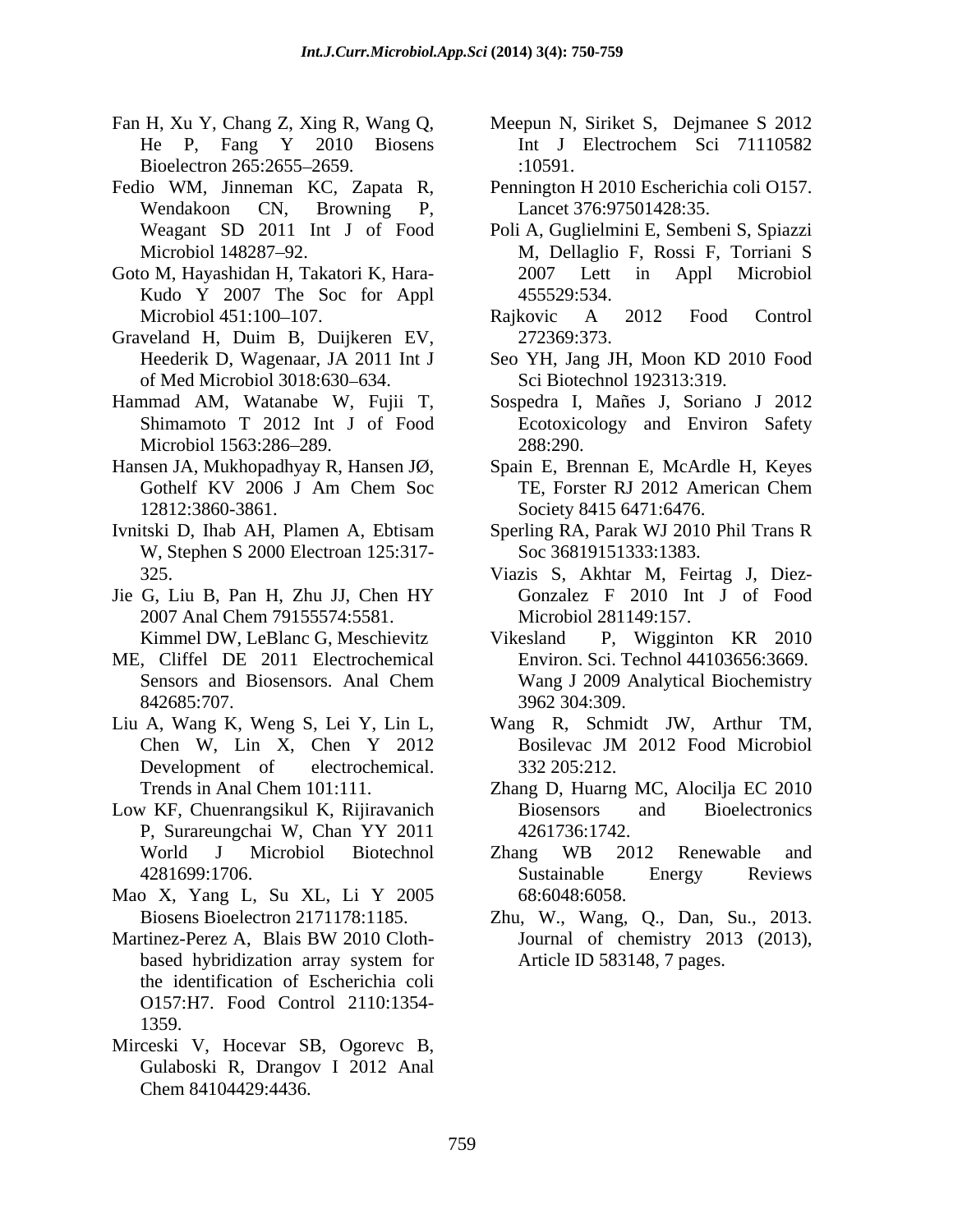Fan H, Xu Y, Chang Z, Xing R, Wang Q, He P, Fang Y 2010 Biosens Bioelectron 265:2655–2659.

Fedio WM, Jinneman KC, Zapata R, Wendakoon CN, Browning P, Weagant SD 2011 Int J of Food Microbiol 148287–92.

Goto M, Hayashidan H, Takatori K, Hara-Kudo Y 2007 The Soc for Appl Microbiol 451:100–107.

Graveland H, Duim B, Duijkeren EV, Heederik D, Wagenaar, JA 2011 Int J of Med Microbiol 3018:630–634.

Hammad AM, Watanabe W, Fujii T, Shimamoto T 2012 Int J of Food Microbiol 1563:286–289.

Hansen JA, Mukhopadhyay R, Hansen JØ, Gothelf KV 2006 J Am Chem Soc 12812:3860-3861.

Ivnitski D, Ihab AH, Plamen A, Ebtisam W, Stephen S 2000 Electroan 125:317-325.

Jie G, Liu B, Pan H, Zhu JJ, Chen HY 2007 Anal Chem 79155574:5581.

Kimmel DW, LeBlanc G, Meschievitz ME, Cliffel DE 2011 Electrochemical Sensors and Biosensors. Anal Chem 842685:707.

Liu A, Wang K, Weng S, Lei Y, Lin L, Chen W, Lin X, Chen Y 2012 Development of electrochemical. Trends in Anal Chem 101:111.

Low KF, Chuenrangsikul K, Rijiravanich P, Surareungchai W, Chan YY 2011 World J Microbiol Biotechnol 4281699:1706.

Mao X, Yang L, Su XL, Li Y 2005 Biosens Bioelectron 2171178:1185.

Martinez-Perez A, Blais BW 2010 Cloth-based hybridization array system for the identification of Escherichia coli O157:H7. Food Control 2110:1354-1359.

Mirceski V, Hocevar SB, Ogorevc B, Gulaboski R, Drangov I 2012 Anal Chem 84104429:4436.

Meepun N, Siriket S, Dejmanee S 2012 Int J Electrochem Sci 71110582 :10591.

Pennington H 2010 Escherichia coli O157. Lancet 376:97501428:35.

Poli A, Guglielmini E, Sembeni S, Spiazzi M, Dellaglio F, Rossi F, Torriani S 2007 Lett in Appl Microbiol 455529:534.

Rajkovic A 2012 Food Control 272369:373.

Seo YH, Jang JH, Moon KD 2010 Food Sci Biotechnol 192313:319.

Sospedra I, Mañes J, Soriano J 2012 Ecotoxicology and Environ Safety 288:290.

Spain E, Brennan E, McArdle H, Keyes TE, Forster RJ 2012 American Chem Society 8415 6471:6476.

Sperling RA, Parak WJ 2010 Phil Trans R Soc 36819151333:1383.

Viazis S, Akhtar M, Feirtag J, Diez-Gonzalez F 2010 Int J of Food Microbiol 281149:157.

Vikesland P, Wigginton KR 2010 Environ. Sci. Technol 44103656:3669.

Wang J 2009 Analytical Biochemistry 3962 304:309.

Wang R, Schmidt JW, Arthur TM, Bosilevac JM 2012 Food Microbiol 332 205:212.

Zhang D, Huarng MC, Alocilja EC 2010 Biosensors and Bioelectronics 4261736:1742.

Zhang WB 2012 Renewable and Sustainable Energy Reviews 68:6048:6058.

Zhu, W., Wang, Q., Dan, Su., 2013. Journal of chemistry 2013 (2013), Article ID 583148, 7 pages.